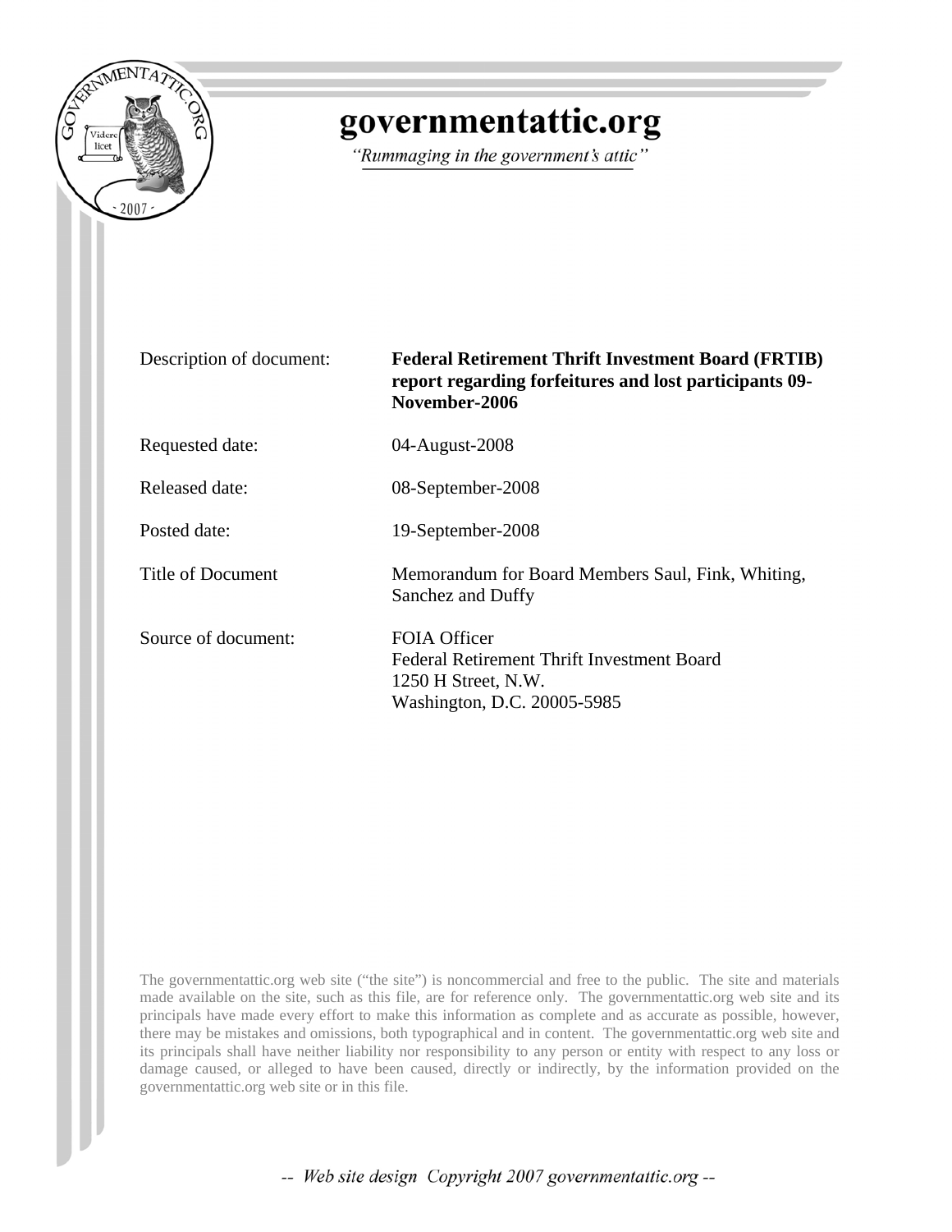# governmentattic.org

*"Rummaging in the government's attic"*

| | |
|---|---|
| Description of document: | **Federal Retirement Thrift Investment Board (FRTIB) report regarding forfeitures and lost participants 09-November-2006** |
| Requested date: | 04-August-2008 |
| Released date: | 08-September-2008 |
| Posted date: | 19-September-2008 |
| Title of Document | Memorandum for Board Members Saul, Fink, Whiting, Sanchez and Duffy |
| Source of document: | FOIA Officer<br>Federal Retirement Thrift Investment Board<br>1250 H Street, N.W.<br>Washington, D.C. 20005-5985 |

The governmentattic.org web site ("the site") is noncommercial and free to the public. The site and materials made available on the site, such as this file, are for reference only. The governmentattic.org web site and its principals have made every effort to make this information as complete and as accurate as possible, however, there may be mistakes and omissions, both typographical and in content. The governmentattic.org web site and its principals shall have neither liability nor responsibility to any person or entity with respect to any loss or damage caused, or alleged to have been caused, directly or indirectly, by the information provided on the governmentattic.org web site or in this file.

*-- Web site design Copyright 2007 governmentattic.org --*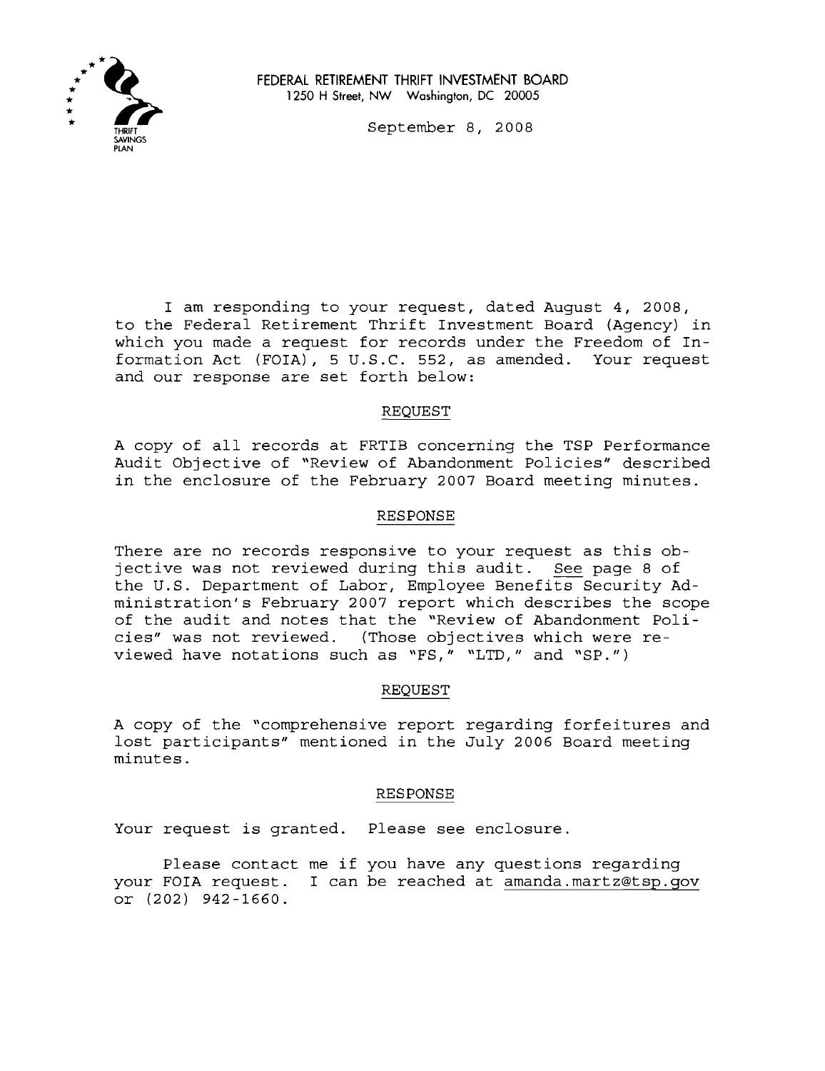FEDERAL RETIREMENT THRIFT INVESTMENT BOARD
1250 H Street, NW Washington, DC 20005

September 8, 2008

I am responding to your request, dated August 4, 2008, to the Federal Retirement Thrift Investment Board (Agency) in which you made a request for records under the Freedom of Information Act (FOIA), 5 U.S.C. 552, as amended. Your request and our response are set forth below:

REQUEST

A copy of all records at FRTIB concerning the TSP Performance Audit Objective of "Review of Abandonment Policies" described in the enclosure of the February 2007 Board meeting minutes.

RESPONSE

There are no records responsive to your request as this objective was not reviewed during this audit. See page 8 of the U.S. Department of Labor, Employee Benefits Security Administration's February 2007 report which describes the scope of the audit and notes that the "Review of Abandonment Policies" was not reviewed. (Those objectives which were reviewed have notations such as "FS," "LTD," and "SP.")

REQUEST

A copy of the "comprehensive report regarding forfeitures and lost participants" mentioned in the July 2006 Board meeting minutes.

RESPONSE

Your request is granted. Please see enclosure.

Please contact me if you have any questions regarding your FOIA request. I can be reached at amanda.martz@tsp.gov or (202) 942-1660.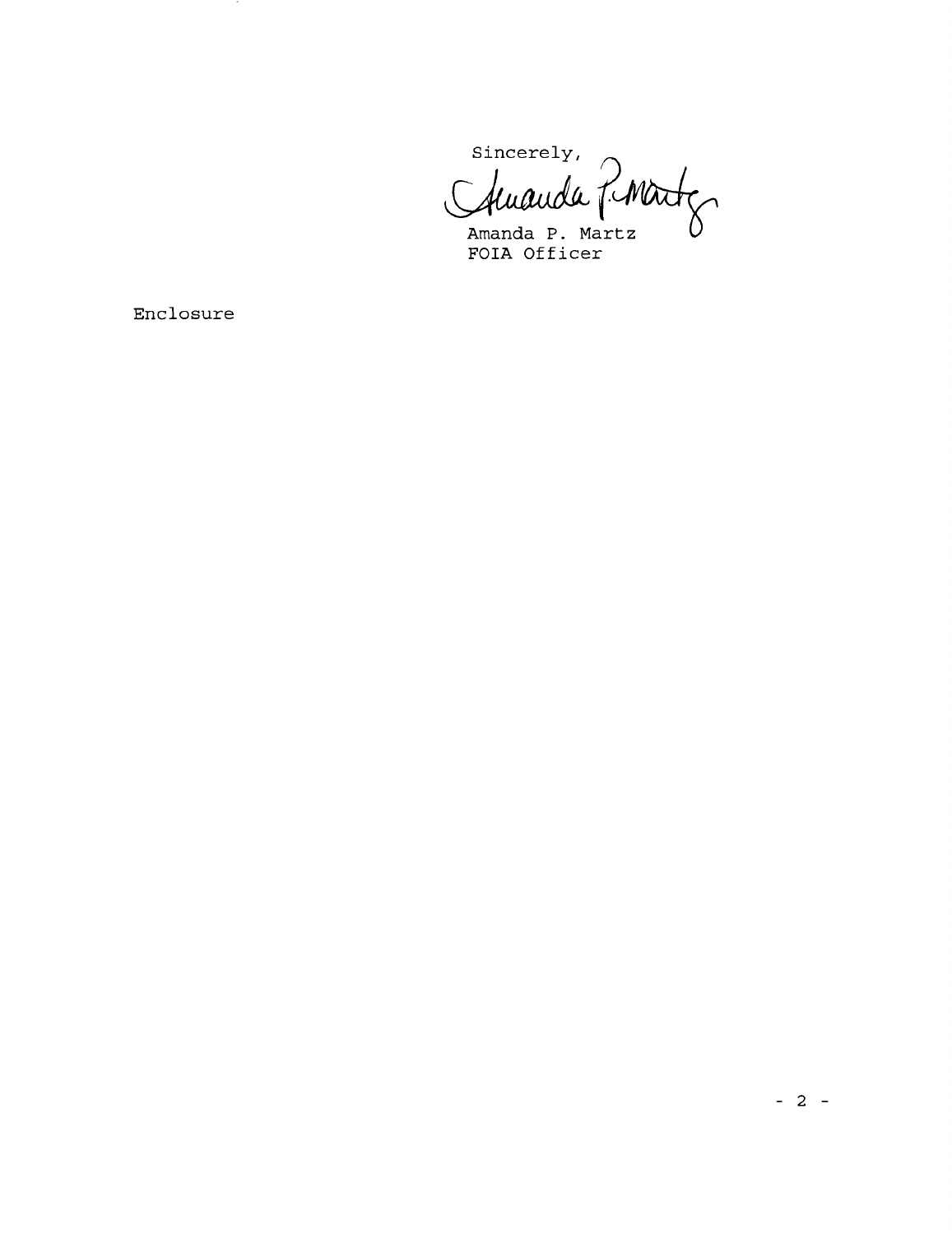Sincerely,

Amanda P. Martz
FOIA Officer

Enclosure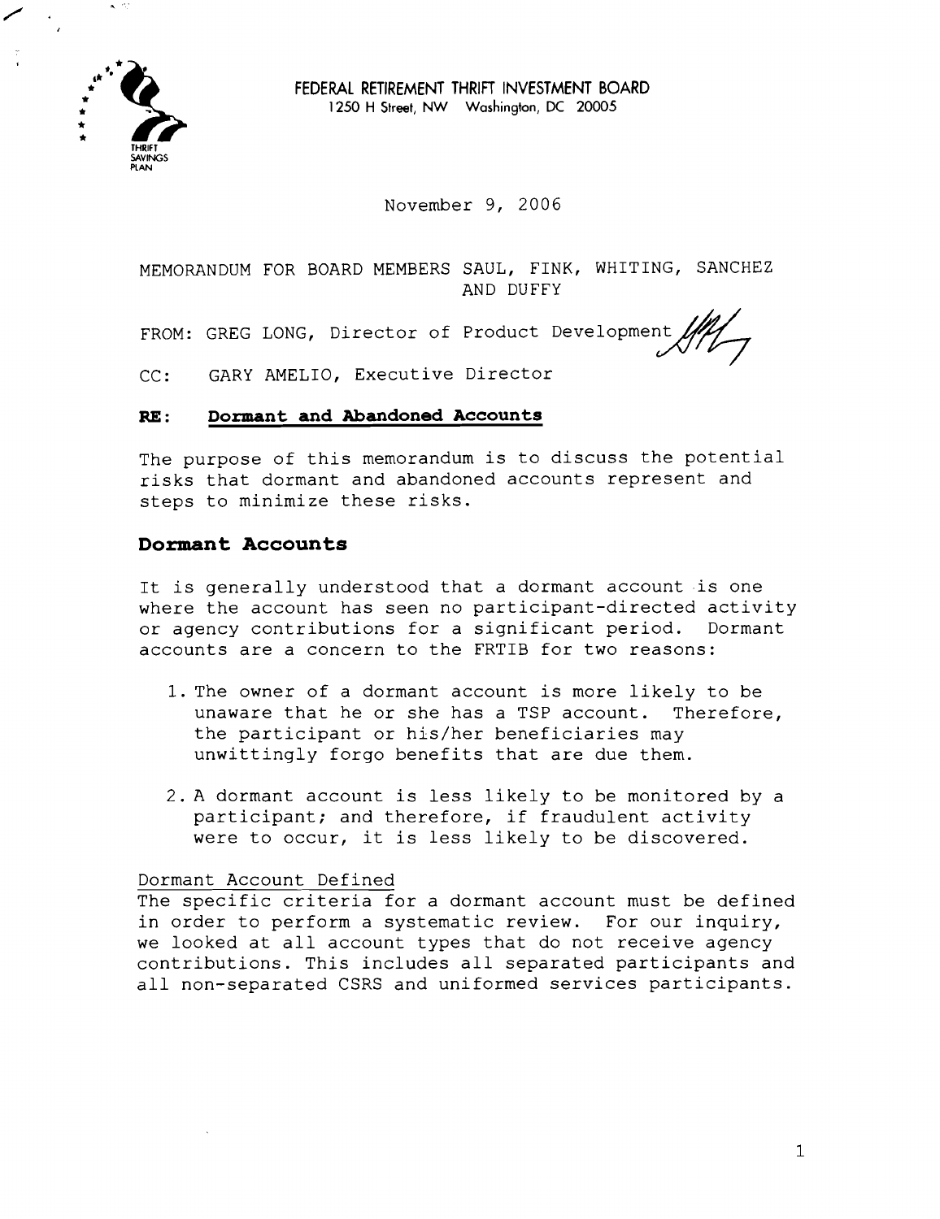FEDERAL RETIREMENT THRIFT INVESTMENT BOARD
1250 H Street, NW Washington, DC 20005

November 9, 2006

MEMORANDUM FOR BOARD MEMBERS SAUL, FINK, WHITING, SANCHEZ AND DUFFY

FROM: GREG LONG, Director of Product Development

CC: GARY AMELIO, Executive Director

**RE: Dormant and Abandoned Accounts**

The purpose of this memorandum is to discuss the potential risks that dormant and abandoned accounts represent and steps to minimize these risks.

## Dormant Accounts

It is generally understood that a dormant account is one where the account has seen no participant-directed activity or agency contributions for a significant period. Dormant accounts are a concern to the FRTIB for two reasons:

1. The owner of a dormant account is more likely to be unaware that he or she has a TSP account. Therefore, the participant or his/her beneficiaries may unwittingly forgo benefits that are due them.

2. A dormant account is less likely to be monitored by a participant; and therefore, if fraudulent activity were to occur, it is less likely to be discovered.

Dormant Account Defined

The specific criteria for a dormant account must be defined in order to perform a systematic review. For our inquiry, we looked at all account types that do not receive agency contributions. This includes all separated participants and all non-separated CSRS and uniformed services participants.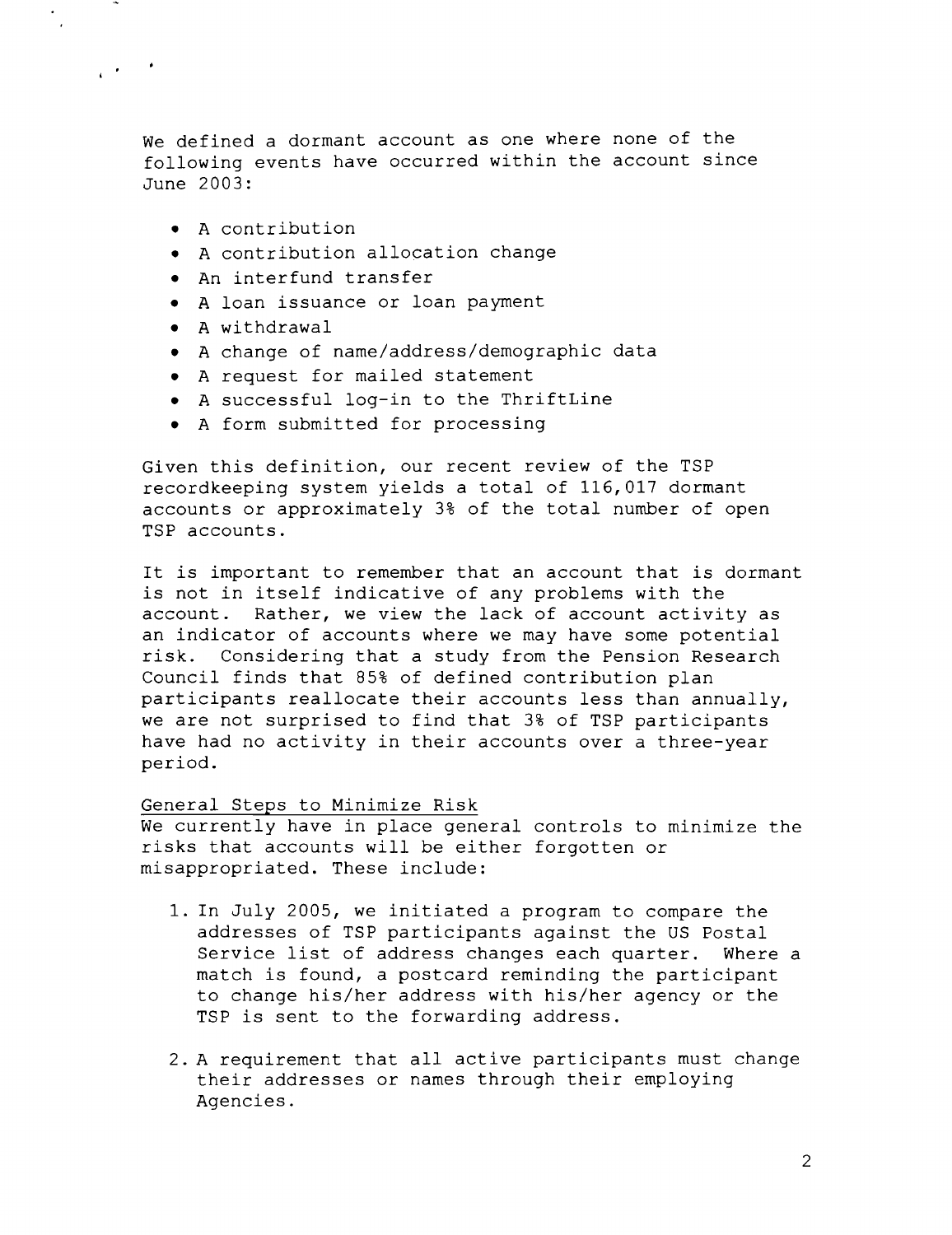We defined a dormant account as one where none of the following events have occurred within the account since June 2003:

- A contribution
- A contribution allocation change
- An interfund transfer
- A loan issuance or loan payment
- A withdrawal
- A change of name/address/demographic data
- A request for mailed statement
- A successful log-in to the ThriftLine
- A form submitted for processing

Given this definition, our recent review of the TSP recordkeeping system yields a total of 116,017 dormant accounts or approximately 3% of the total number of open TSP accounts.

It is important to remember that an account that is dormant is not in itself indicative of any problems with the account. Rather, we view the lack of account activity as an indicator of accounts where we may have some potential risk. Considering that a study from the Pension Research Council finds that 85% of defined contribution plan participants reallocate their accounts less than annually, we are not surprised to find that 3% of TSP participants have had no activity in their accounts over a three-year period.

General Steps to Minimize Risk

We currently have in place general controls to minimize the risks that accounts will be either forgotten or misappropriated. These include:

1. In July 2005, we initiated a program to compare the addresses of TSP participants against the US Postal Service list of address changes each quarter. Where a match is found, a postcard reminding the participant to change his/her address with his/her agency or the TSP is sent to the forwarding address.

2. A requirement that all active participants must change their addresses or names through their employing Agencies.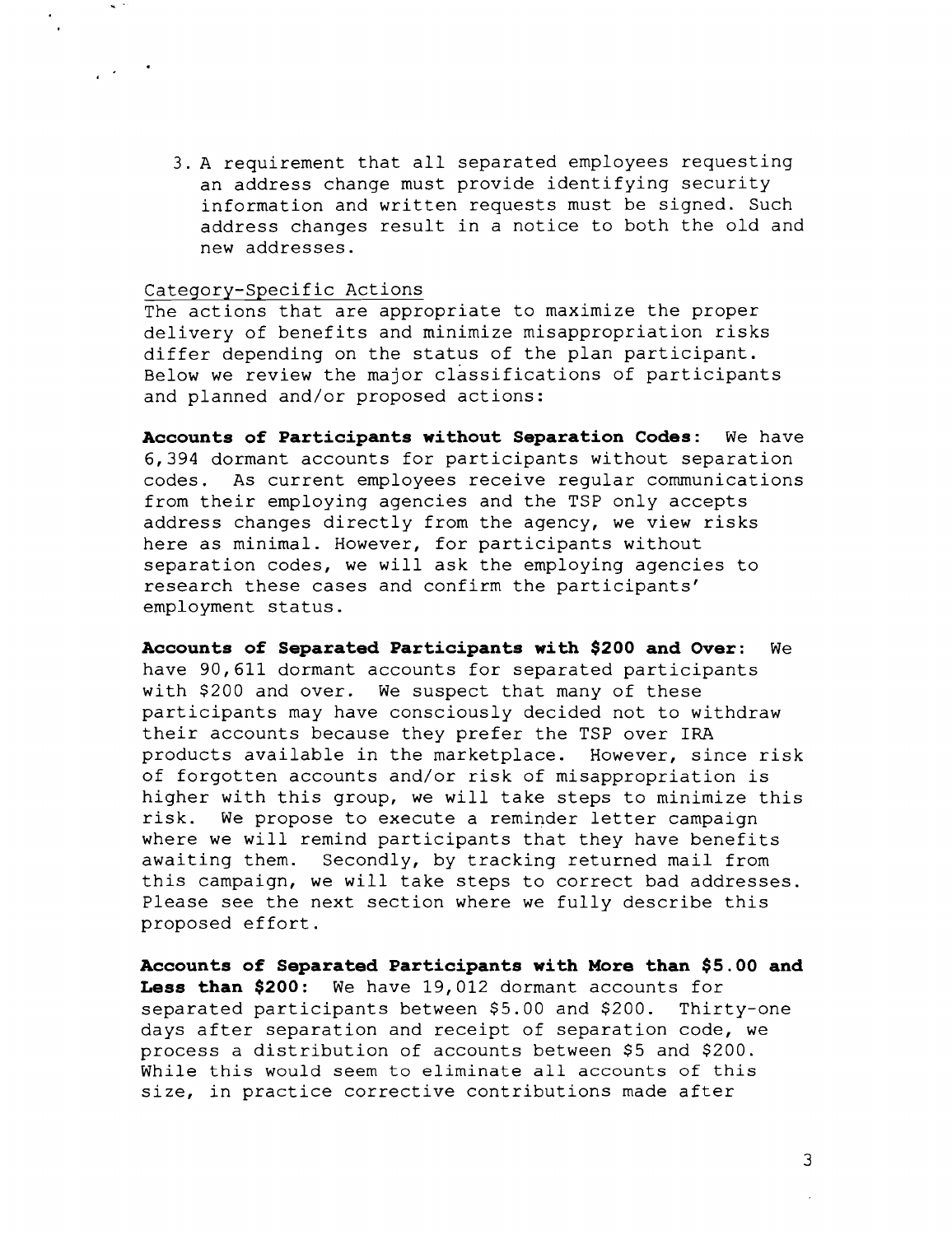3. A requirement that all separated employees requesting an address change must provide identifying security information and written requests must be signed. Such address changes result in a notice to both the old and new addresses.

Category-Specific Actions

The actions that are appropriate to maximize the proper delivery of benefits and minimize misappropriation risks differ depending on the status of the plan participant. Below we review the major classifications of participants and planned and/or proposed actions:

**Accounts of Participants without Separation Codes:** We have 6,394 dormant accounts for participants without separation codes. As current employees receive regular communications from their employing agencies and the TSP only accepts address changes directly from the agency, we view risks here as minimal. However, for participants without separation codes, we will ask the employing agencies to research these cases and confirm the participants' employment status.

**Accounts of Separated Participants with $200 and Over:** We have 90,611 dormant accounts for separated participants with $200 and over. We suspect that many of these participants may have consciously decided not to withdraw their accounts because they prefer the TSP over IRA products available in the marketplace. However, since risk of forgotten accounts and/or risk of misappropriation is higher with this group, we will take steps to minimize this risk. We propose to execute a reminder letter campaign where we will remind participants that they have benefits awaiting them. Secondly, by tracking returned mail from this campaign, we will take steps to correct bad addresses. Please see the next section where we fully describe this proposed effort.

**Accounts of Separated Participants with More than $5.00 and Less than $200:** We have 19,012 dormant accounts for separated participants between $5.00 and $200. Thirty-one days after separation and receipt of separation code, we process a distribution of accounts between $5 and $200. While this would seem to eliminate all accounts of this size, in practice corrective contributions made after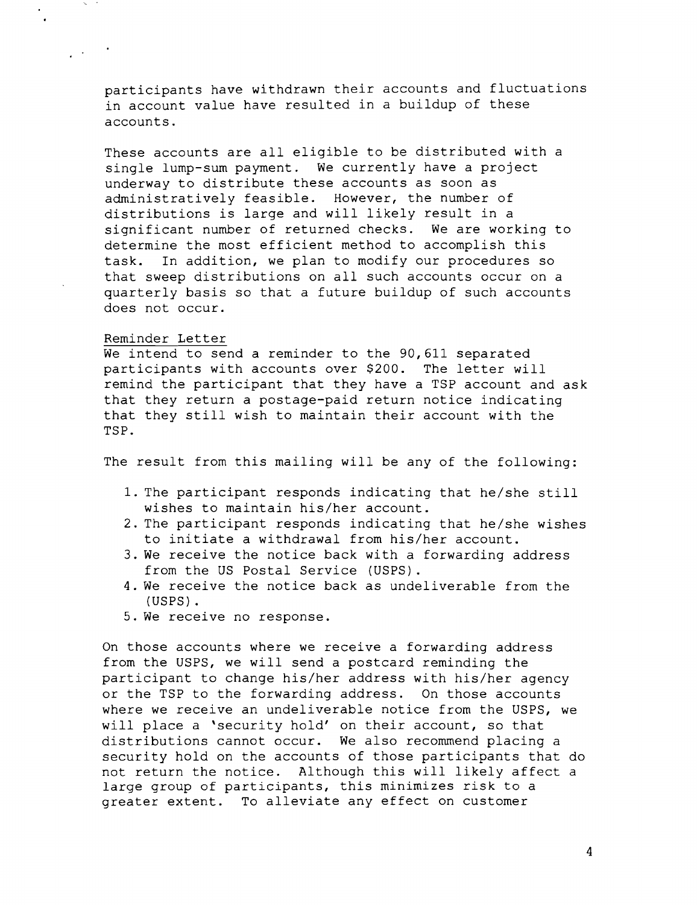participants have withdrawn their accounts and fluctuations in account value have resulted in a buildup of these accounts.

These accounts are all eligible to be distributed with a single lump-sum payment. We currently have a project underway to distribute these accounts as soon as administratively feasible. However, the number of distributions is large and will likely result in a significant number of returned checks. We are working to determine the most efficient method to accomplish this task. In addition, we plan to modify our procedures so that sweep distributions on all such accounts occur on a quarterly basis so that a future buildup of such accounts does not occur.

Reminder Letter

We intend to send a reminder to the 90,611 separated participants with accounts over $200. The letter will remind the participant that they have a TSP account and ask that they return a postage-paid return notice indicating that they still wish to maintain their account with the TSP.

The result from this mailing will be any of the following:

1. The participant responds indicating that he/she still wishes to maintain his/her account.
2. The participant responds indicating that he/she wishes to initiate a withdrawal from his/her account.
3. We receive the notice back with a forwarding address from the US Postal Service (USPS).
4. We receive the notice back as undeliverable from the (USPS).
5. We receive no response.

On those accounts where we receive a forwarding address from the USPS, we will send a postcard reminding the participant to change his/her address with his/her agency or the TSP to the forwarding address. On those accounts where we receive an undeliverable notice from the USPS, we will place a 'security hold' on their account, so that distributions cannot occur. We also recommend placing a security hold on the accounts of those participants that do not return the notice. Although this will likely affect a large group of participants, this minimizes risk to a greater extent. To alleviate any effect on customer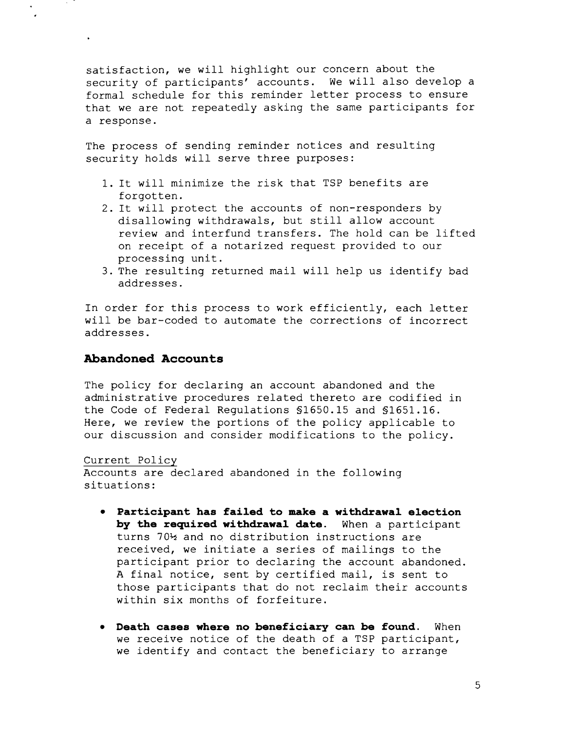satisfaction, we will highlight our concern about the security of participants' accounts. We will also develop a formal schedule for this reminder letter process to ensure that we are not repeatedly asking the same participants for a response.

The process of sending reminder notices and resulting security holds will serve three purposes:

1. It will minimize the risk that TSP benefits are forgotten.
2. It will protect the accounts of non-responders by disallowing withdrawals, but still allow account review and interfund transfers. The hold can be lifted on receipt of a notarized request provided to our processing unit.
3. The resulting returned mail will help us identify bad addresses.

In order for this process to work efficiently, each letter will be bar-coded to automate the corrections of incorrect addresses.

## Abandoned Accounts

The policy for declaring an account abandoned and the administrative procedures related thereto are codified in the Code of Federal Regulations §1650.15 and §1651.16. Here, we review the portions of the policy applicable to our discussion and consider modifications to the policy.

Current Policy

Accounts are declared abandoned in the following situations:

- **Participant has failed to make a withdrawal election by the required withdrawal date.** When a participant turns 70½ and no distribution instructions are received, we initiate a series of mailings to the participant prior to declaring the account abandoned. A final notice, sent by certified mail, is sent to those participants that do not reclaim their accounts within six months of forfeiture.

- **Death cases where no beneficiary can be found.** When we receive notice of the death of a TSP participant, we identify and contact the beneficiary to arrange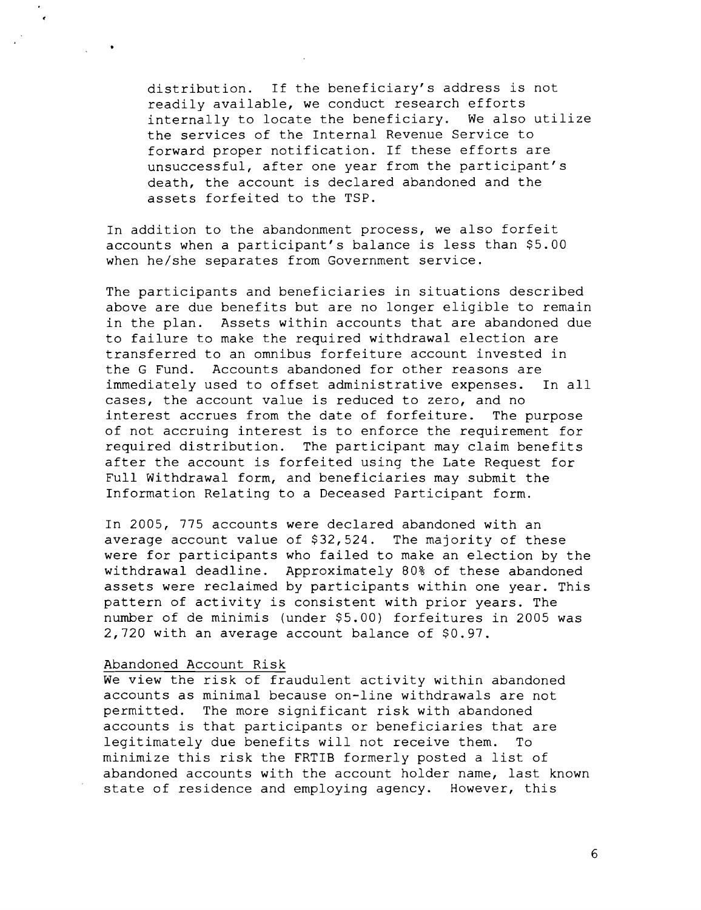distribution. If the beneficiary's address is not readily available, we conduct research efforts internally to locate the beneficiary. We also utilize the services of the Internal Revenue Service to forward proper notification. If these efforts are unsuccessful, after one year from the participant's death, the account is declared abandoned and the assets forfeited to the TSP.

In addition to the abandonment process, we also forfeit accounts when a participant's balance is less than $5.00 when he/she separates from Government service.

The participants and beneficiaries in situations described above are due benefits but are no longer eligible to remain in the plan. Assets within accounts that are abandoned due to failure to make the required withdrawal election are transferred to an omnibus forfeiture account invested in the G Fund. Accounts abandoned for other reasons are immediately used to offset administrative expenses. In all cases, the account value is reduced to zero, and no interest accrues from the date of forfeiture. The purpose of not accruing interest is to enforce the requirement for required distribution. The participant may claim benefits after the account is forfeited using the Late Request for Full Withdrawal form, and beneficiaries may submit the Information Relating to a Deceased Participant form.

In 2005, 775 accounts were declared abandoned with an average account value of $32,524. The majority of these were for participants who failed to make an election by the withdrawal deadline. Approximately 80% of these abandoned assets were reclaimed by participants within one year. This pattern of activity is consistent with prior years. The number of de minimis (under $5.00) forfeitures in 2005 was 2,720 with an average account balance of $0.97.

Abandoned Account Risk

We view the risk of fraudulent activity within abandoned accounts as minimal because on-line withdrawals are not permitted. The more significant risk with abandoned accounts is that participants or beneficiaries that are legitimately due benefits will not receive them. To minimize this risk the FRTIB formerly posted a list of abandoned accounts with the account holder name, last known state of residence and employing agency. However, this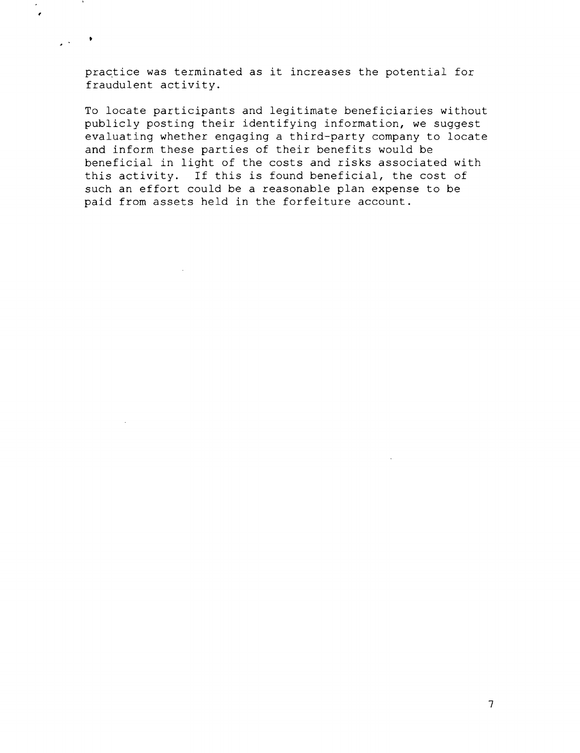practice was terminated as it increases the potential for fraudulent activity.

To locate participants and legitimate beneficiaries without publicly posting their identifying information, we suggest evaluating whether engaging a third-party company to locate and inform these parties of their benefits would be beneficial in light of the costs and risks associated with this activity. If this is found beneficial, the cost of such an effort could be a reasonable plan expense to be paid from assets held in the forfeiture account.